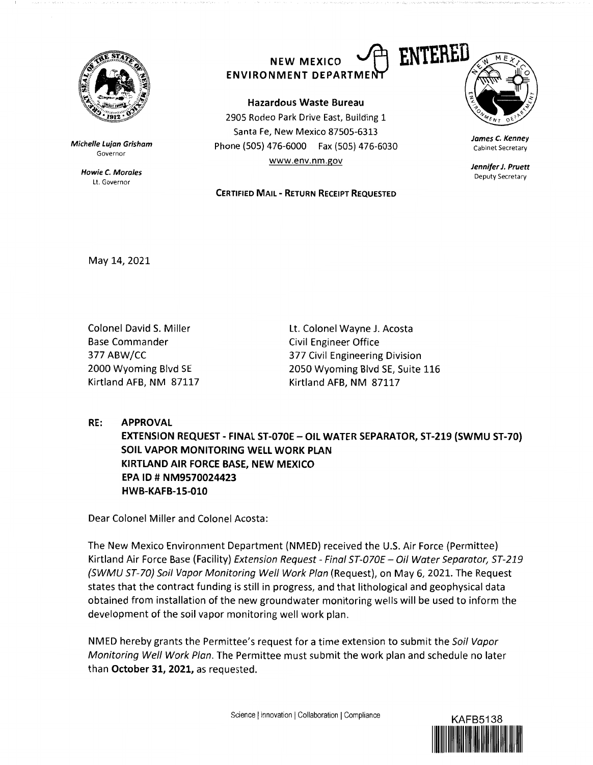NEW MEXICO ENVIRONMENT DEPARTMENT

ENTERED

Michelle Lujan Grisham
Governor

Howie C. Morales
Lt. Governor

**Hazardous Waste Bureau**
2905 Rodeo Park Drive East, Building 1
Santa Fe, New Mexico 87505-6313
Phone (505) 476-6000 Fax (505) 476-6030
www.env.nm.gov

James C. Kenney
Cabinet Secretary

Jennifer J. Pruett
Deputy Secretary

**CERTIFIED MAIL - RETURN RECEIPT REQUESTED**

May 14, 2021

Colonel David S. Miller
Base Commander
377 ABW/CC
2000 Wyoming Blvd SE
Kirtland AFB, NM 87117

Lt. Colonel Wayne J. Acosta
Civil Engineer Office
377 Civil Engineering Division
2050 Wyoming Blvd SE, Suite 116
Kirtland AFB, NM 87117

**RE: APPROVAL**
**EXTENSION REQUEST - FINAL ST-070E – OIL WATER SEPARATOR, ST-219 (SWMU ST-70) SOIL VAPOR MONITORING WELL WORK PLAN**
**KIRTLAND AIR FORCE BASE, NEW MEXICO**
**EPA ID # NM9570024423**
**HWB-KAFB-15-010**

Dear Colonel Miller and Colonel Acosta:

The New Mexico Environment Department (NMED) received the U.S. Air Force (Permittee) Kirtland Air Force Base (Facility) *Extension Request - Final ST-070E – Oil Water Separator, ST-219 (SWMU ST-70) Soil Vapor Monitoring Well Work Plan* (Request), on May 6, 2021. The Request states that the contract funding is still in progress, and that lithological and geophysical data obtained from installation of the new groundwater monitoring wells will be used to inform the development of the soil vapor monitoring well work plan.

NMED hereby grants the Permittee's request for a time extension to submit the *Soil Vapor Monitoring Well Work Plan*. The Permittee must submit the work plan and schedule no later than **October 31, 2021,** as requested.

Science | Innovation | Collaboration | Compliance

KAFB5138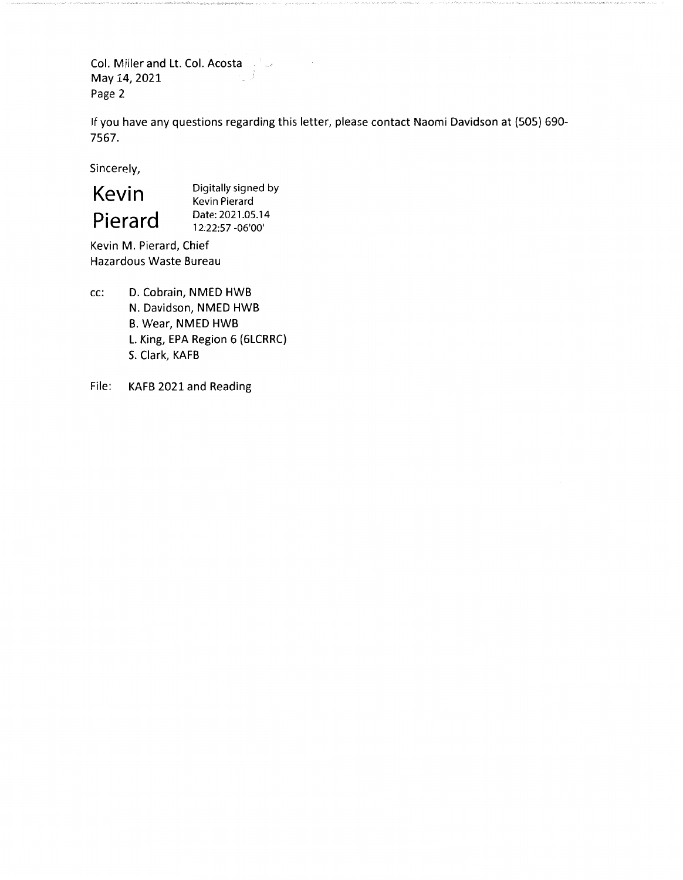Col. Miller and Lt. Col. Acosta
May 14, 2021
Page 2

If you have any questions regarding this letter, please contact Naomi Davidson at (505) 690-7567.

Sincerely,

Kevin Pierard — Digitally signed by Kevin Pierard Date: 2021.05.14 12:22:57 -06'00'

Kevin M. Pierard, Chief
Hazardous Waste Bureau

cc: D. Cobrain, NMED HWB
N. Davidson, NMED HWB
B. Wear, NMED HWB
L. King, EPA Region 6 (6LCRRC)
S. Clark, KAFB

File: KAFB 2021 and Reading